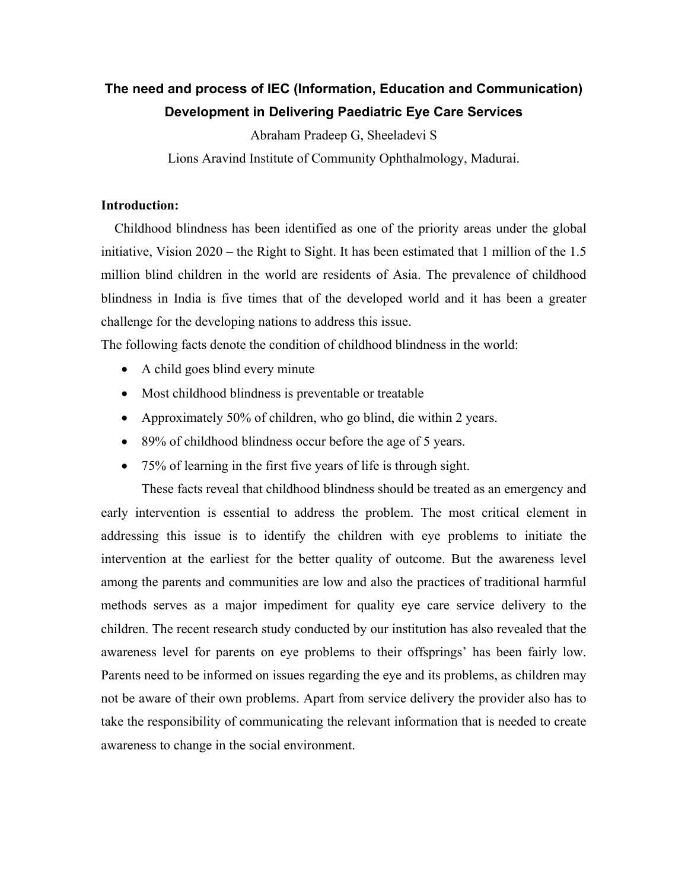# The need and process of IEC (Information, Education and Communication) Development in Delivering Paediatric Eye Care Services

Abraham Pradeep G, Sheeladevi S

Lions Aravind Institute of Community Ophthalmology, Madurai.

**Introduction:**

Childhood blindness has been identified as one of the priority areas under the global initiative, Vision 2020 – the Right to Sight. It has been estimated that 1 million of the 1.5 million blind children in the world are residents of Asia. The prevalence of childhood blindness in India is five times that of the developed world and it has been a greater challenge for the developing nations to address this issue.

The following facts denote the condition of childhood blindness in the world:

- A child goes blind every minute
- Most childhood blindness is preventable or treatable
- Approximately 50% of children, who go blind, die within 2 years.
- 89% of childhood blindness occur before the age of 5 years.
- 75% of learning in the first five years of life is through sight.

These facts reveal that childhood blindness should be treated as an emergency and early intervention is essential to address the problem. The most critical element in addressing this issue is to identify the children with eye problems to initiate the intervention at the earliest for the better quality of outcome. But the awareness level among the parents and communities are low and also the practices of traditional harmful methods serves as a major impediment for quality eye care service delivery to the children. The recent research study conducted by our institution has also revealed that the awareness level for parents on eye problems to their offsprings' has been fairly low. Parents need to be informed on issues regarding the eye and its problems, as children may not be aware of their own problems. Apart from service delivery the provider also has to take the responsibility of communicating the relevant information that is needed to create awareness to change in the social environment.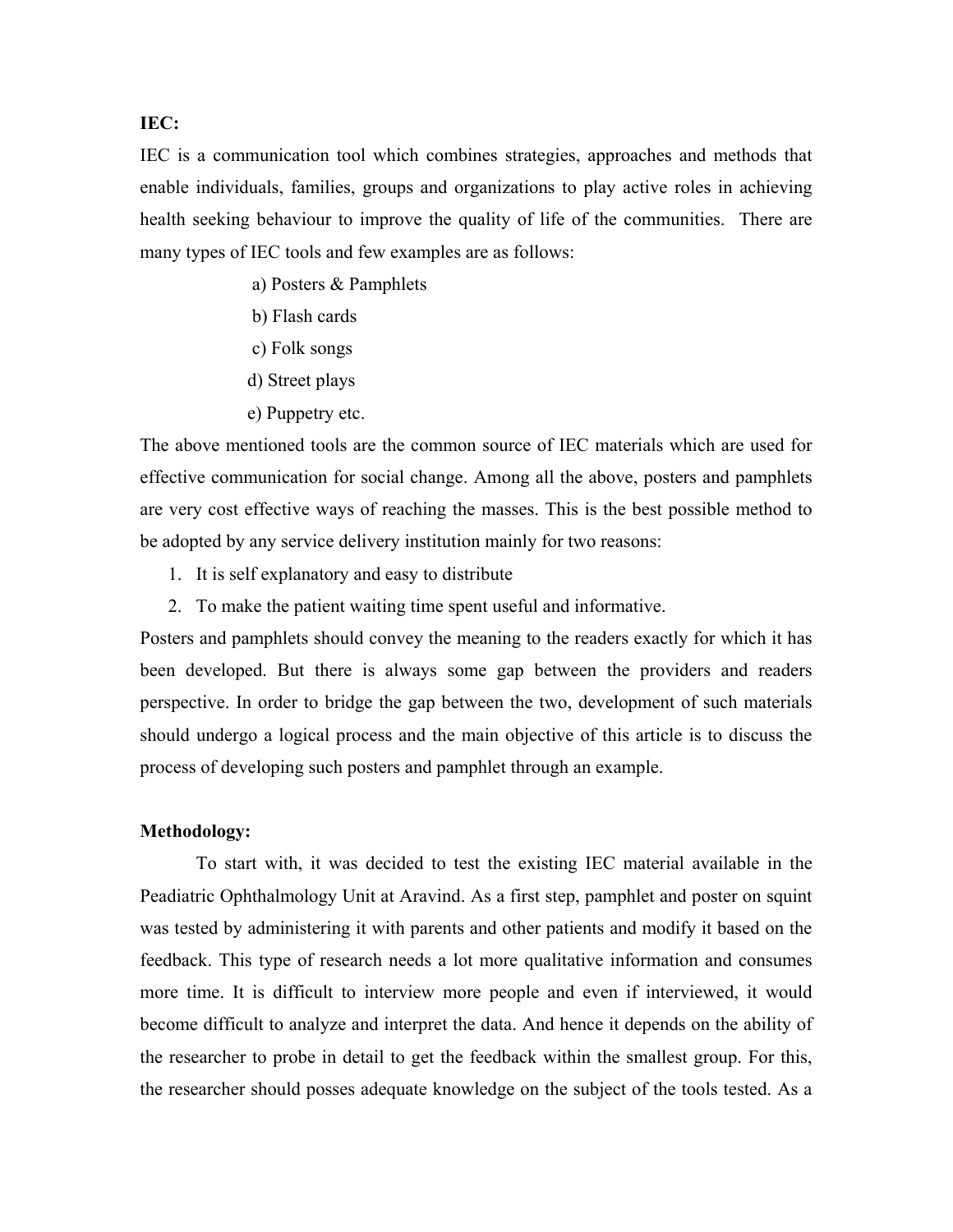**IEC:**

IEC is a communication tool which combines strategies, approaches and methods that enable individuals, families, groups and organizations to play active roles in achieving health seeking behaviour to improve the quality of life of the communities. There are many types of IEC tools and few examples are as follows:

a) Posters & Pamphlets
b) Flash cards
c) Folk songs
d) Street plays
e) Puppetry etc.

The above mentioned tools are the common source of IEC materials which are used for effective communication for social change. Among all the above, posters and pamphlets are very cost effective ways of reaching the masses. This is the best possible method to be adopted by any service delivery institution mainly for two reasons:

1. It is self explanatory and easy to distribute
2. To make the patient waiting time spent useful and informative.

Posters and pamphlets should convey the meaning to the readers exactly for which it has been developed. But there is always some gap between the providers and readers perspective. In order to bridge the gap between the two, development of such materials should undergo a logical process and the main objective of this article is to discuss the process of developing such posters and pamphlet through an example.

**Methodology:**

To start with, it was decided to test the existing IEC material available in the Peadiatric Ophthalmology Unit at Aravind. As a first step, pamphlet and poster on squint was tested by administering it with parents and other patients and modify it based on the feedback. This type of research needs a lot more qualitative information and consumes more time. It is difficult to interview more people and even if interviewed, it would become difficult to analyze and interpret the data. And hence it depends on the ability of the researcher to probe in detail to get the feedback within the smallest group. For this, the researcher should posses adequate knowledge on the subject of the tools tested. As a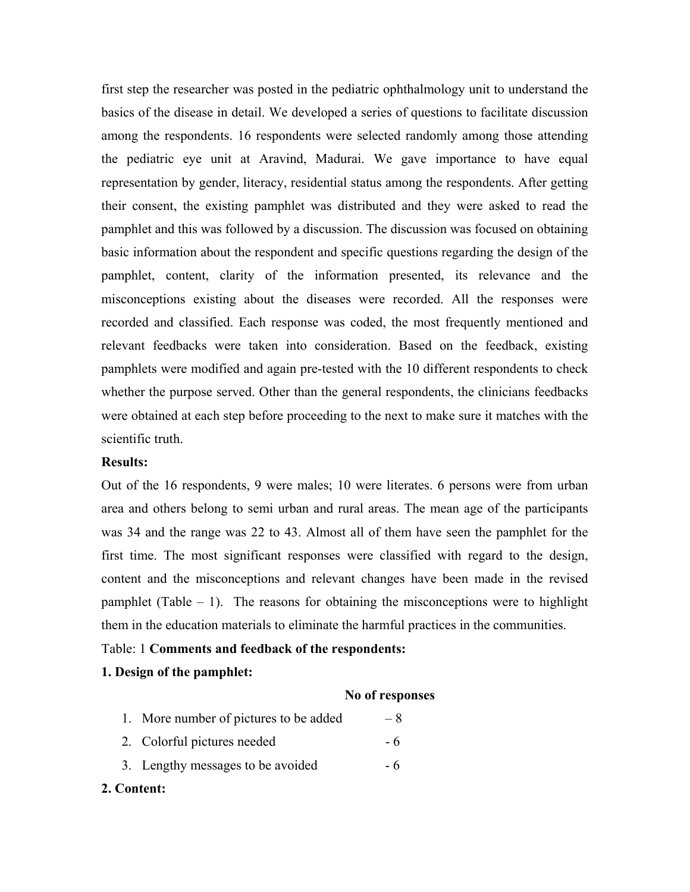first step the researcher was posted in the pediatric ophthalmology unit to understand the basics of the disease in detail. We developed a series of questions to facilitate discussion among the respondents. 16 respondents were selected randomly among those attending the pediatric eye unit at Aravind, Madurai. We gave importance to have equal representation by gender, literacy, residential status among the respondents. After getting their consent, the existing pamphlet was distributed and they were asked to read the pamphlet and this was followed by a discussion. The discussion was focused on obtaining basic information about the respondent and specific questions regarding the design of the pamphlet, content, clarity of the information presented, its relevance and the misconceptions existing about the diseases were recorded. All the responses were recorded and classified. Each response was coded, the most frequently mentioned and relevant feedbacks were taken into consideration. Based on the feedback, existing pamphlets were modified and again pre-tested with the 10 different respondents to check whether the purpose served. Other than the general respondents, the clinicians feedbacks were obtained at each step before proceeding to the next to make sure it matches with the scientific truth.

**Results:**

Out of the 16 respondents, 9 were males; 10 were literates. 6 persons were from urban area and others belong to semi urban and rural areas. The mean age of the participants was 34 and the range was 22 to 43. Almost all of them have seen the pamphlet for the first time. The most significant responses were classified with regard to the design, content and the misconceptions and relevant changes have been made in the revised pamphlet (Table – 1). The reasons for obtaining the misconceptions were to highlight them in the education materials to eliminate the harmful practices in the communities.

Table: 1 **Comments and feedback of the respondents:**

**1. Design of the pamphlet:**

| | **No of responses** |
|---|---|
| 1. More number of pictures to be added | – 8 |
| 2. Colorful pictures needed | - 6 |
| 3. Lengthy messages to be avoided | - 6 |

**2. Content:**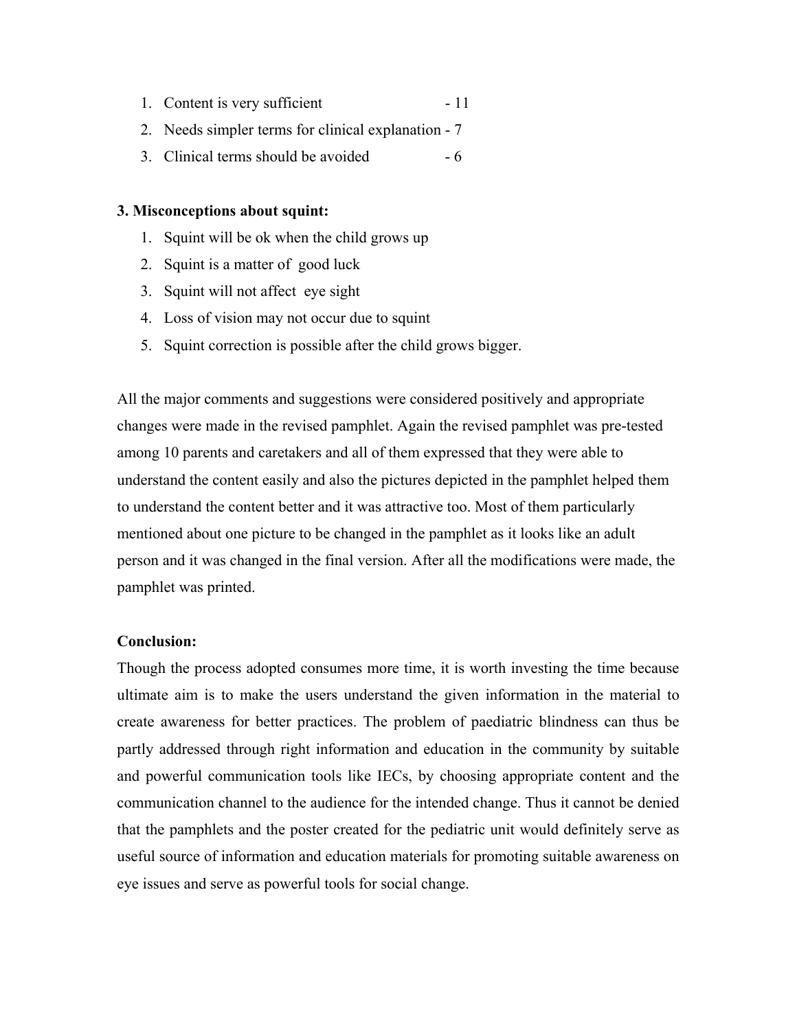1. Content is very sufficient - 11
2. Needs simpler terms for clinical explanation - 7
3. Clinical terms should be avoided - 6

**3. Misconceptions about squint:**

1. Squint will be ok when the child grows up
2. Squint is a matter of good luck
3. Squint will not affect eye sight
4. Loss of vision may not occur due to squint
5. Squint correction is possible after the child grows bigger.

All the major comments and suggestions were considered positively and appropriate changes were made in the revised pamphlet. Again the revised pamphlet was pre-tested among 10 parents and caretakers and all of them expressed that they were able to understand the content easily and also the pictures depicted in the pamphlet helped them to understand the content better and it was attractive too. Most of them particularly mentioned about one picture to be changed in the pamphlet as it looks like an adult person and it was changed in the final version. After all the modifications were made, the pamphlet was printed.

**Conclusion:**

Though the process adopted consumes more time, it is worth investing the time because ultimate aim is to make the users understand the given information in the material to create awareness for better practices. The problem of paediatric blindness can thus be partly addressed through right information and education in the community by suitable and powerful communication tools like IECs, by choosing appropriate content and the communication channel to the audience for the intended change. Thus it cannot be denied that the pamphlets and the poster created for the pediatric unit would definitely serve as useful source of information and education materials for promoting suitable awareness on eye issues and serve as powerful tools for social change.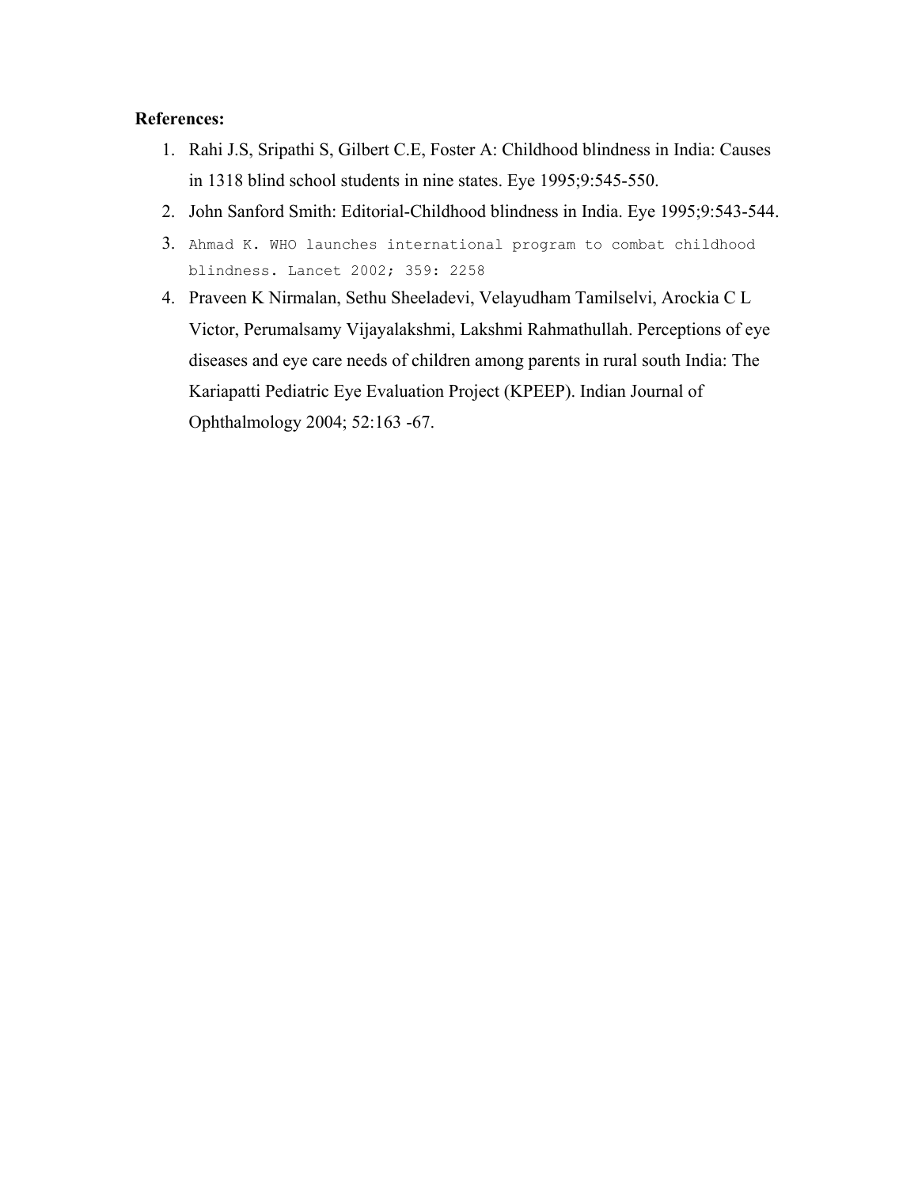**References:**

1. Rahi J.S, Sripathi S, Gilbert C.E, Foster A: Childhood blindness in India: Causes in 1318 blind school students in nine states. Eye 1995;9:545-550.
2. John Sanford Smith: Editorial-Childhood blindness in India. Eye 1995;9:543-544.
3. Ahmad K. WHO launches international program to combat childhood blindness. Lancet 2002; 359: 2258
4. Praveen K Nirmalan, Sethu Sheeladevi, Velayudham Tamilselvi, Arockia C L Victor, Perumalsamy Vijayalakshmi, Lakshmi Rahmathullah. Perceptions of eye diseases and eye care needs of children among parents in rural south India: The Kariapatti Pediatric Eye Evaluation Project (KPEEP). Indian Journal of Ophthalmology 2004; 52:163 -67.